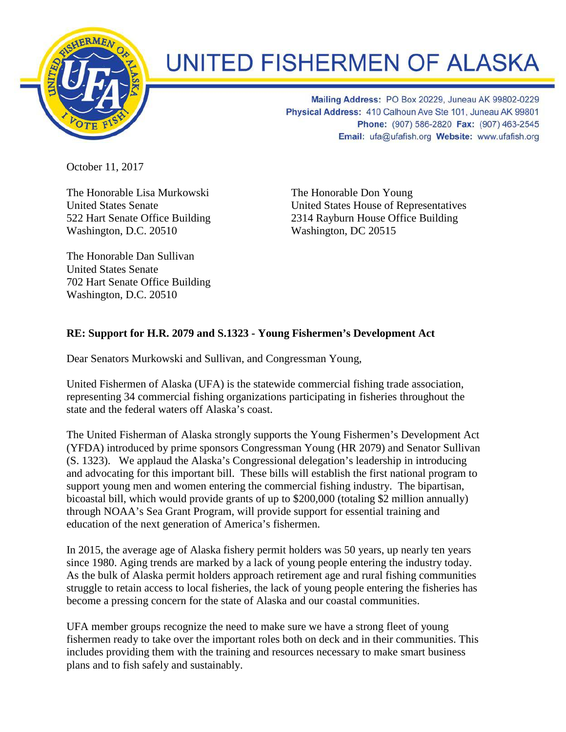# UNITED FISHERMEN OF ALASKA

**Mailing Address:** PO Box 20229, Juneau AK 99802-0229
**Physical Address:** 410 Calhoun Ave Ste 101, Juneau AK 99801
**Phone:** (907) 586-2820 **Fax:** (907) 463-2545
**Email:** ufa@ufafish.org **Website:** www.ufafish.org

October 11, 2017

The Honorable Lisa Murkowski
United States Senate
522 Hart Senate Office Building
Washington, D.C. 20510

The Honorable Don Young
United States House of Representatives
2314 Rayburn House Office Building
Washington, DC 20515

The Honorable Dan Sullivan
United States Senate
702 Hart Senate Office Building
Washington, D.C. 20510

**RE: Support for H.R. 2079 and S.1323 - Young Fishermen's Development Act**

Dear Senators Murkowski and Sullivan, and Congressman Young,

United Fishermen of Alaska (UFA) is the statewide commercial fishing trade association, representing 34 commercial fishing organizations participating in fisheries throughout the state and the federal waters off Alaska's coast.

The United Fisherman of Alaska strongly supports the Young Fishermen's Development Act (YFDA) introduced by prime sponsors Congressman Young (HR 2079) and Senator Sullivan (S. 1323). We applaud the Alaska's Congressional delegation's leadership in introducing and advocating for this important bill. These bills will establish the first national program to support young men and women entering the commercial fishing industry. The bipartisan, bicoastal bill, which would provide grants of up to $200,000 (totaling $2 million annually) through NOAA's Sea Grant Program, will provide support for essential training and education of the next generation of America's fishermen.

In 2015, the average age of Alaska fishery permit holders was 50 years, up nearly ten years since 1980. Aging trends are marked by a lack of young people entering the industry today. As the bulk of Alaska permit holders approach retirement age and rural fishing communities struggle to retain access to local fisheries, the lack of young people entering the fisheries has become a pressing concern for the state of Alaska and our coastal communities.

UFA member groups recognize the need to make sure we have a strong fleet of young fishermen ready to take over the important roles both on deck and in their communities. This includes providing them with the training and resources necessary to make smart business plans and to fish safely and sustainably.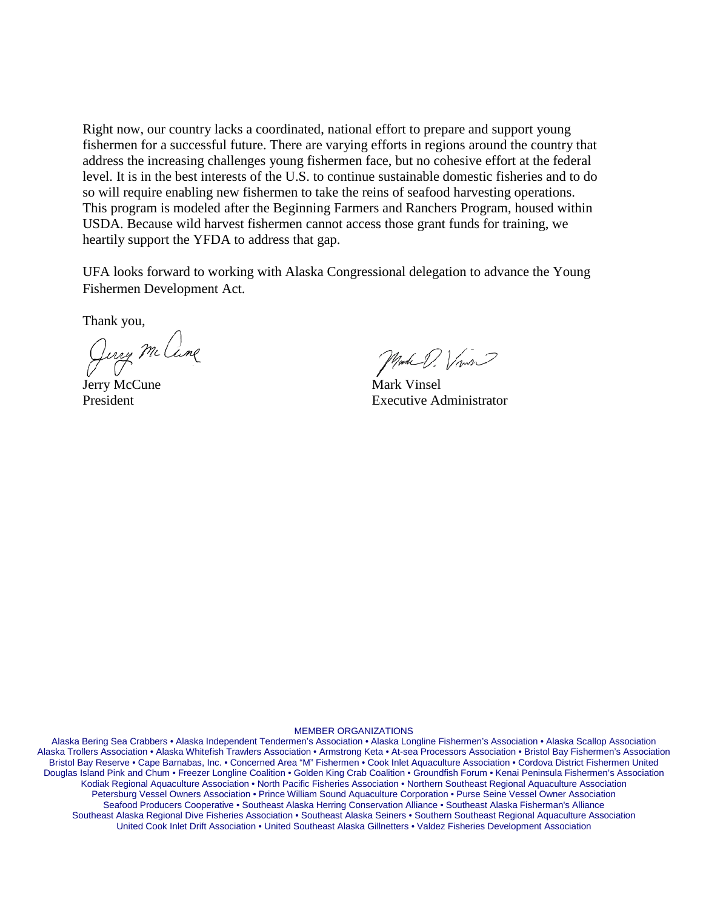Right now, our country lacks a coordinated, national effort to prepare and support young fishermen for a successful future. There are varying efforts in regions around the country that address the increasing challenges young fishermen face, but no cohesive effort at the federal level. It is in the best interests of the U.S. to continue sustainable domestic fisheries and to do so will require enabling new fishermen to take the reins of seafood harvesting operations. This program is modeled after the Beginning Farmers and Ranchers Program, housed within USDA. Because wild harvest fishermen cannot access those grant funds for training, we heartily support the YFDA to address that gap.

UFA looks forward to working with Alaska Congressional delegation to advance the Young Fishermen Development Act.

Thank you,

Jerry McCune
President

Mark Vinsel
Executive Administrator

MEMBER ORGANIZATIONS

Alaska Bering Sea Crabbers • Alaska Independent Tendermen's Association • Alaska Longline Fishermen's Association • Alaska Scallop Association
Alaska Trollers Association • Alaska Whitefish Trawlers Association • Armstrong Keta • At-sea Processors Association • Bristol Bay Fishermen's Association
Bristol Bay Reserve • Cape Barnabas, Inc. • Concerned Area "M" Fishermen • Cook Inlet Aquaculture Association • Cordova District Fishermen United
Douglas Island Pink and Chum • Freezer Longline Coalition • Golden King Crab Coalition • Groundfish Forum • Kenai Peninsula Fishermen's Association
Kodiak Regional Aquaculture Association • North Pacific Fisheries Association • Northern Southeast Regional Aquaculture Association
Petersburg Vessel Owners Association • Prince William Sound Aquaculture Corporation • Purse Seine Vessel Owner Association
Seafood Producers Cooperative • Southeast Alaska Herring Conservation Alliance • Southeast Alaska Fisherman's Alliance
Southeast Alaska Regional Dive Fisheries Association • Southeast Alaska Seiners • Southern Southeast Regional Aquaculture Association
United Cook Inlet Drift Association • United Southeast Alaska Gillnetters • Valdez Fisheries Development Association